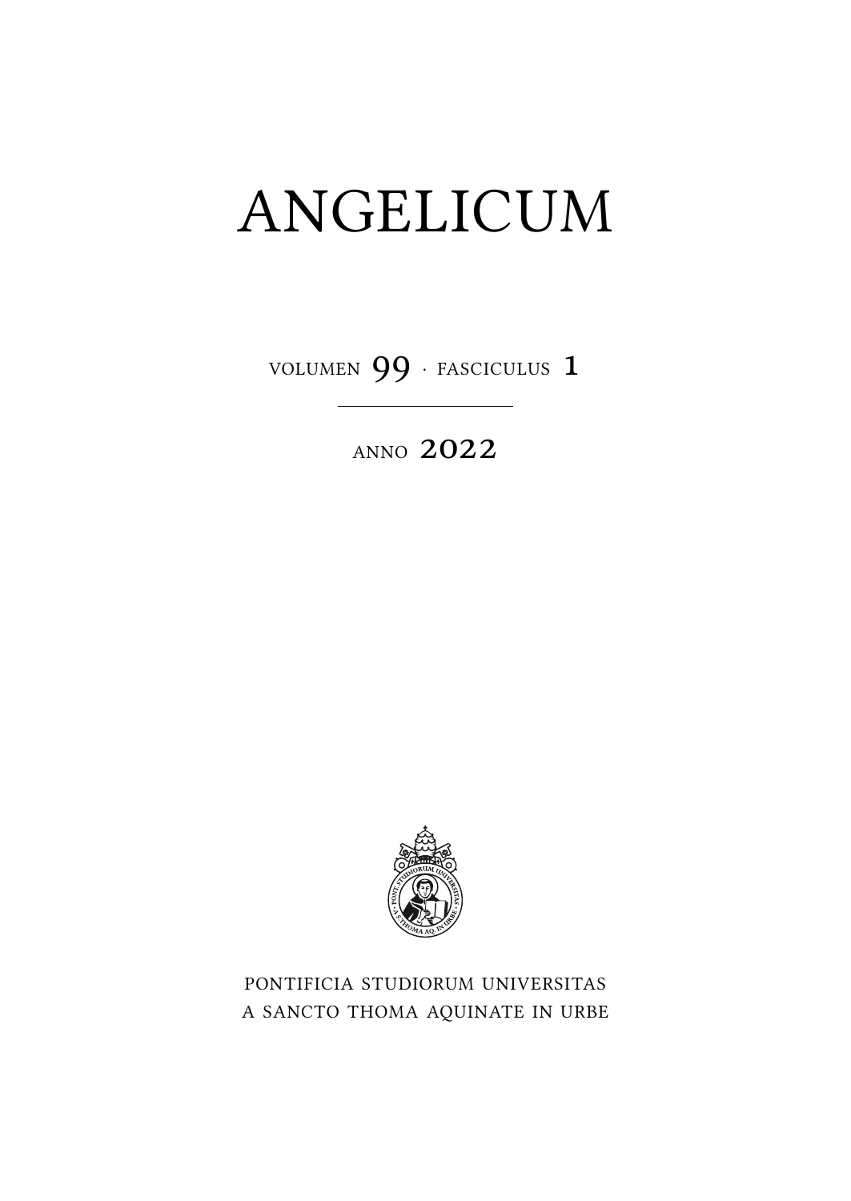# ANGELICUM

VOLUMEN 99 · FASCICULUS 1

ANNO 2022

PONTIFICIA STUDIORUM UNIVERSITAS
A SANCTO THOMA AQUINATE IN URBE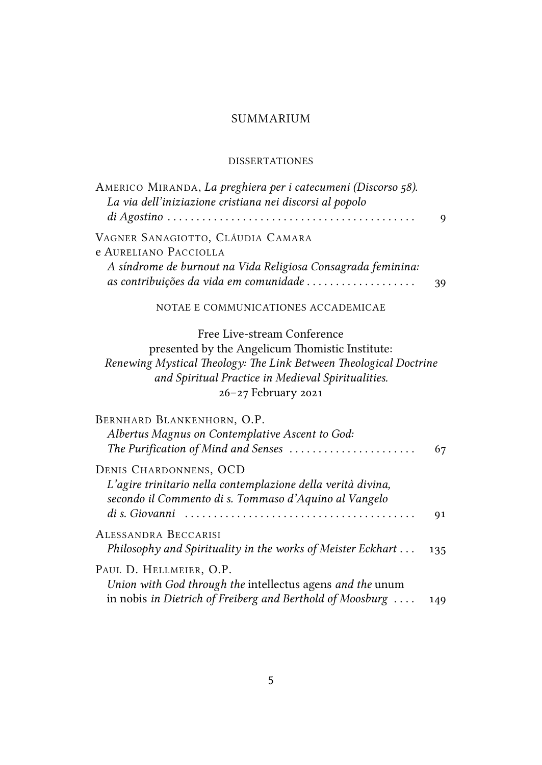# SUMMARIUM

## DISSERTATIONES

AMERICO MIRANDA, *La preghiera per i catecumeni (Discorso 58). La via dell'iniziazione cristiana nei discorsi al popolo di Agostino* .......... 9

VAGNER SANAGIOTTO, CLÁUDIA CAMARA e AURELIANO PACCIOLLA
*A síndrome de burnout na Vida Religiosa Consagrada feminina: as contribuições da vida em comunidade* .......... 39

## NOTAE E COMMUNICATIONES ACCADEMICAE

Free Live-stream Conference
presented by the Angelicum Thomistic Institute:
*Renewing Mystical Theology: The Link Between Theological Doctrine and Spiritual Practice in Medieval Spiritualities.*
26–27 February 2021

BERNHARD BLANKENHORN, O.P.
*Albertus Magnus on Contemplative Ascent to God: The Purification of Mind and Senses* .......... 67

DENIS CHARDONNENS, OCD
*L'agire trinitario nella contemplazione della verità divina, secondo il Commento di s. Tommaso d'Aquino al Vangelo di s. Giovanni* .......... 91

ALESSANDRA BECCARISI
*Philosophy and Spirituality in the works of Meister Eckhart* .......... 135

PAUL D. HELLMEIER, O.P.
*Union with God through the* intellectus agens *and the* unum in nobis *in Dietrich of Freiberg and Berthold of Moosburg* .......... 149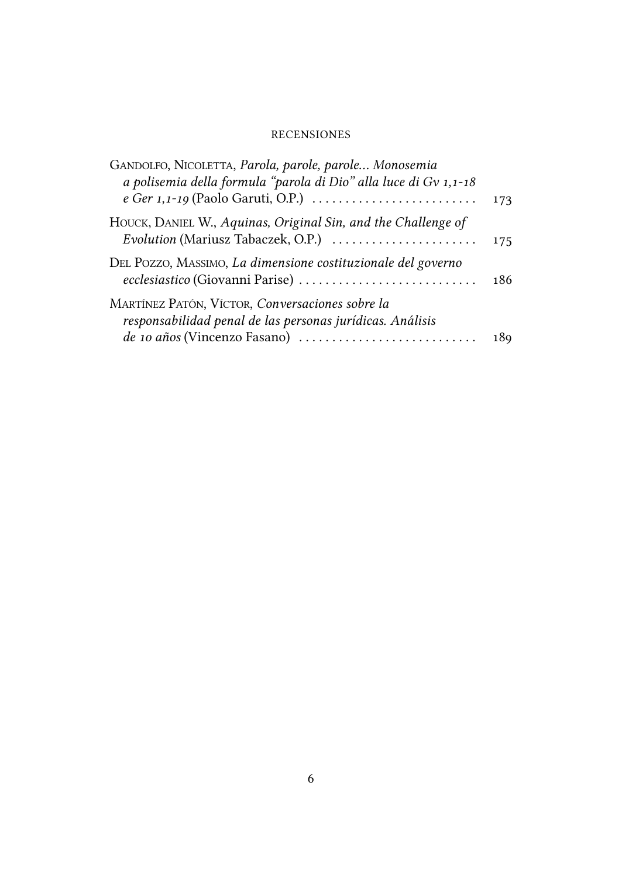## RECENSIONES

Gandolfo, Nicoletta, *Parola, parole, parole... Monosemia a polisemia della formula "parola di Dio" alla luce di Gv 1,1-18 e Ger 1,1-19* (Paolo Garuti, O.P.) .......... 173

Houck, Daniel W., *Aquinas, Original Sin, and the Challenge of Evolution* (Mariusz Tabaczek, O.P.) .......... 175

Del Pozzo, Massimo, *La dimensione costituzionale del governo ecclesiastico* (Giovanni Parise) .......... 186

Martínez Patón, Víctor, *Conversaciones sobre la responsabilidad penal de las personas jurídicas. Análisis de 10 años* (Vincenzo Fasano) .......... 189